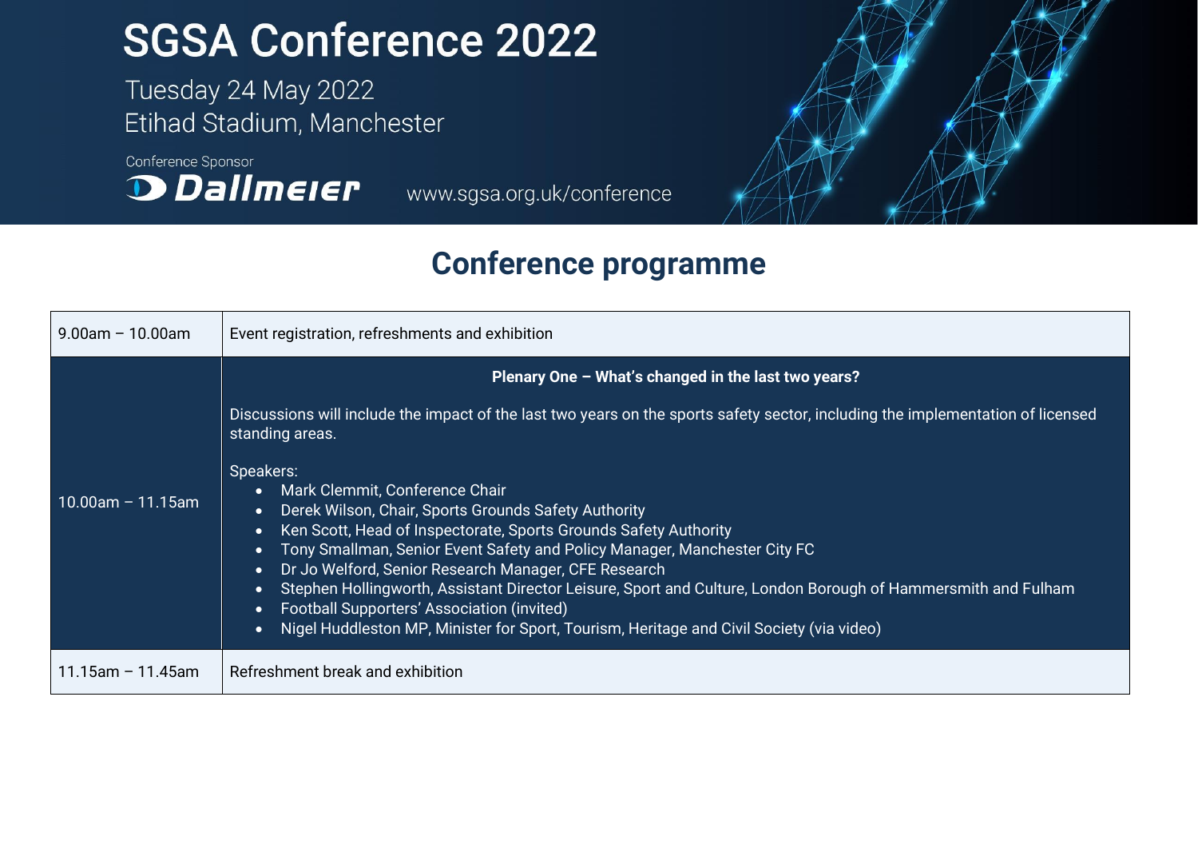# SGSA Conference 2022

Tuesday 24 May 2022
Etihad Stadium, Manchester

Conference Sponsor
Dallmeier

www.sgsa.org.uk/conference

## Conference programme

| Time | Session |
| --- | --- |
| 9.00am – 10.00am | Event registration, refreshments and exhibition |
| 10.00am – 11.15am | **Plenary One – What's changed in the last two years?**<br><br>Discussions will include the impact of the last two years on the sports safety sector, including the implementation of licensed standing areas.<br><br>Speakers:<br>• Mark Clemmit, Conference Chair<br>• Derek Wilson, Chair, Sports Grounds Safety Authority<br>• Ken Scott, Head of Inspectorate, Sports Grounds Safety Authority<br>• Tony Smallman, Senior Event Safety and Policy Manager, Manchester City FC<br>• Dr Jo Welford, Senior Research Manager, CFE Research<br>• Stephen Hollingworth, Assistant Director Leisure, Sport and Culture, London Borough of Hammersmith and Fulham<br>• Football Supporters' Association (invited)<br>• Nigel Huddleston MP, Minister for Sport, Tourism, Heritage and Civil Society (via video) |
| 11.15am – 11.45am | Refreshment break and exhibition |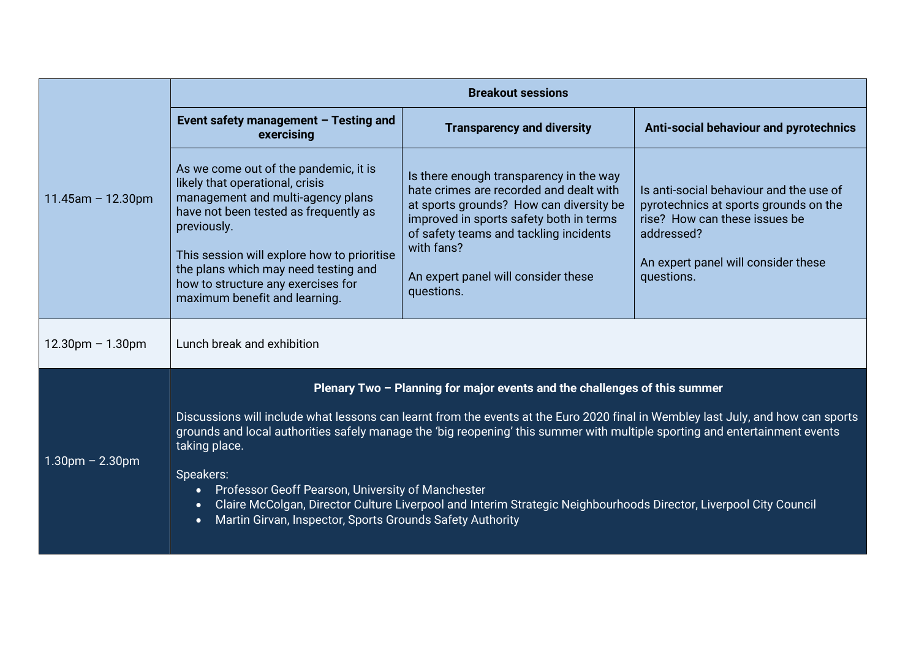| | Breakout sessions | | |
|---|---|---|---|
| | **Event safety management – Testing and exercising** | **Transparency and diversity** | **Anti-social behaviour and pyrotechnics** |
| 11.45am – 12.30pm | As we come out of the pandemic, it is likely that operational, crisis management and multi-agency plans have not been tested as frequently as previously.<br><br>This session will explore how to prioritise the plans which may need testing and how to structure any exercises for maximum benefit and learning. | Is there enough transparency in the way hate crimes are recorded and dealt with at sports grounds? How can diversity be improved in sports safety both in terms of safety teams and tackling incidents with fans?<br><br>An expert panel will consider these questions. | Is anti-social behaviour and the use of pyrotechnics at sports grounds on the rise? How can these issues be addressed?<br><br>An expert panel will consider these questions. |
| 12.30pm – 1.30pm | Lunch break and exhibition | | |
| 1.30pm – 2.30pm | **Plenary Two – Planning for major events and the challenges of this summer**<br><br>Discussions will include what lessons can learnt from the events at the Euro 2020 final in Wembley last July, and how can sports grounds and local authorities safely manage the 'big reopening' this summer with multiple sporting and entertainment events taking place.<br><br>Speakers:<br>• Professor Geoff Pearson, University of Manchester<br>• Claire McColgan, Director Culture Liverpool and Interim Strategic Neighbourhoods Director, Liverpool City Council<br>• Martin Girvan, Inspector, Sports Grounds Safety Authority | | |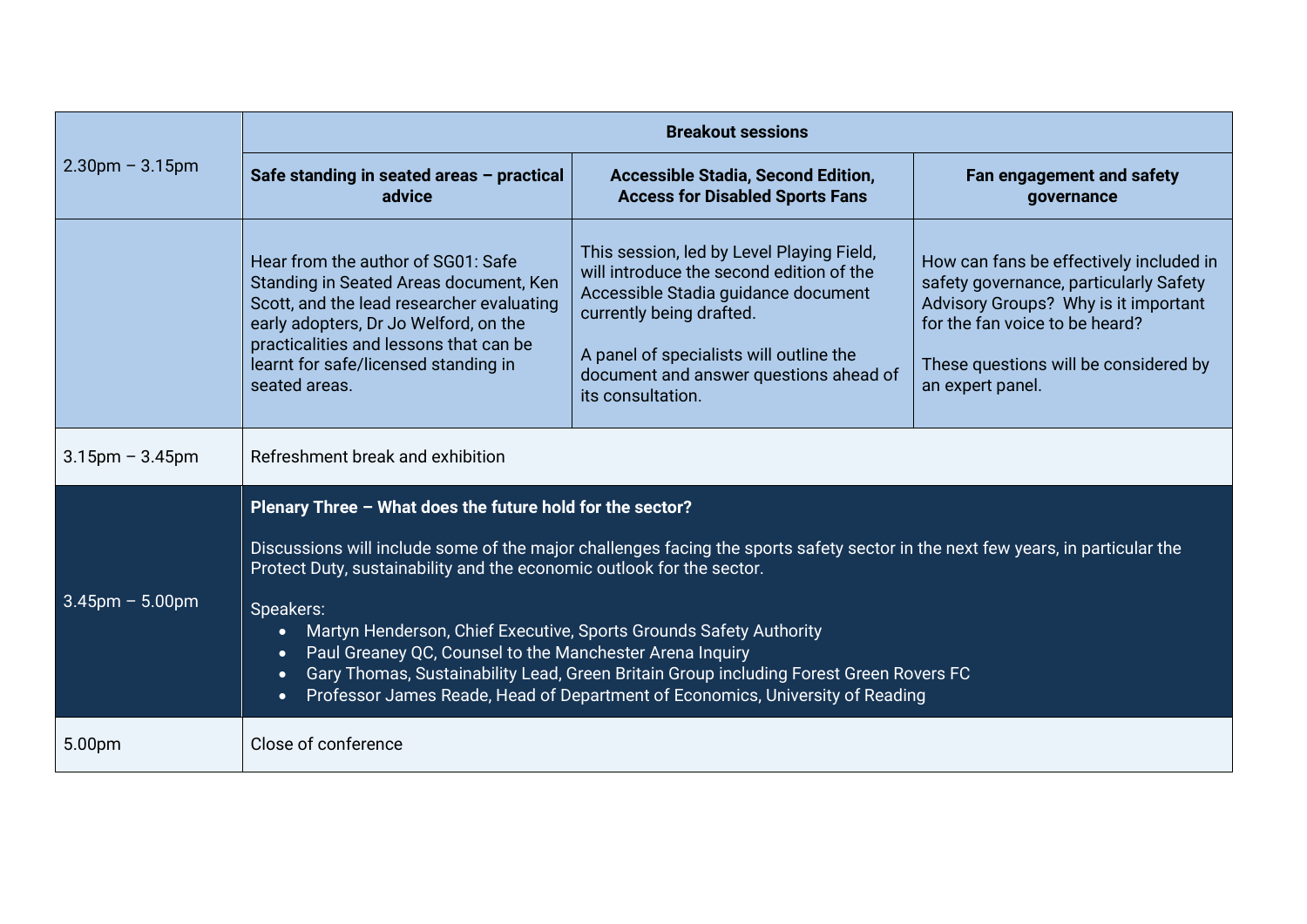| | | | |
|---|---|---|---|
| 2.30pm – 3.15pm | **Breakout sessions** | | |
| | **Safe standing in seated areas – practical advice** | **Accessible Stadia, Second Edition, Access for Disabled Sports Fans** | **Fan engagement and safety governance** |
| | Hear from the author of SG01: Safe Standing in Seated Areas document, Ken Scott, and the lead researcher evaluating early adopters, Dr Jo Welford, on the practicalities and lessons that can be learnt for safe/licensed standing in seated areas. | This session, led by Level Playing Field, will introduce the second edition of the Accessible Stadia guidance document currently being drafted.<br><br>A panel of specialists will outline the document and answer questions ahead of its consultation. | How can fans be effectively included in safety governance, particularly Safety Advisory Groups? Why is it important for the fan voice to be heard?<br><br>These questions will be considered by an expert panel. |
| 3.15pm – 3.45pm | Refreshment break and exhibition | | |
| 3.45pm – 5.00pm | **Plenary Three – What does the future hold for the sector?**<br><br>Discussions will include some of the major challenges facing the sports safety sector in the next few years, in particular the Protect Duty, sustainability and the economic outlook for the sector.<br><br>Speakers:<br>• Martyn Henderson, Chief Executive, Sports Grounds Safety Authority<br>• Paul Greaney QC, Counsel to the Manchester Arena Inquiry<br>• Gary Thomas, Sustainability Lead, Green Britain Group including Forest Green Rovers FC<br>• Professor James Reade, Head of Department of Economics, University of Reading | | |
| 5.00pm | Close of conference | | |